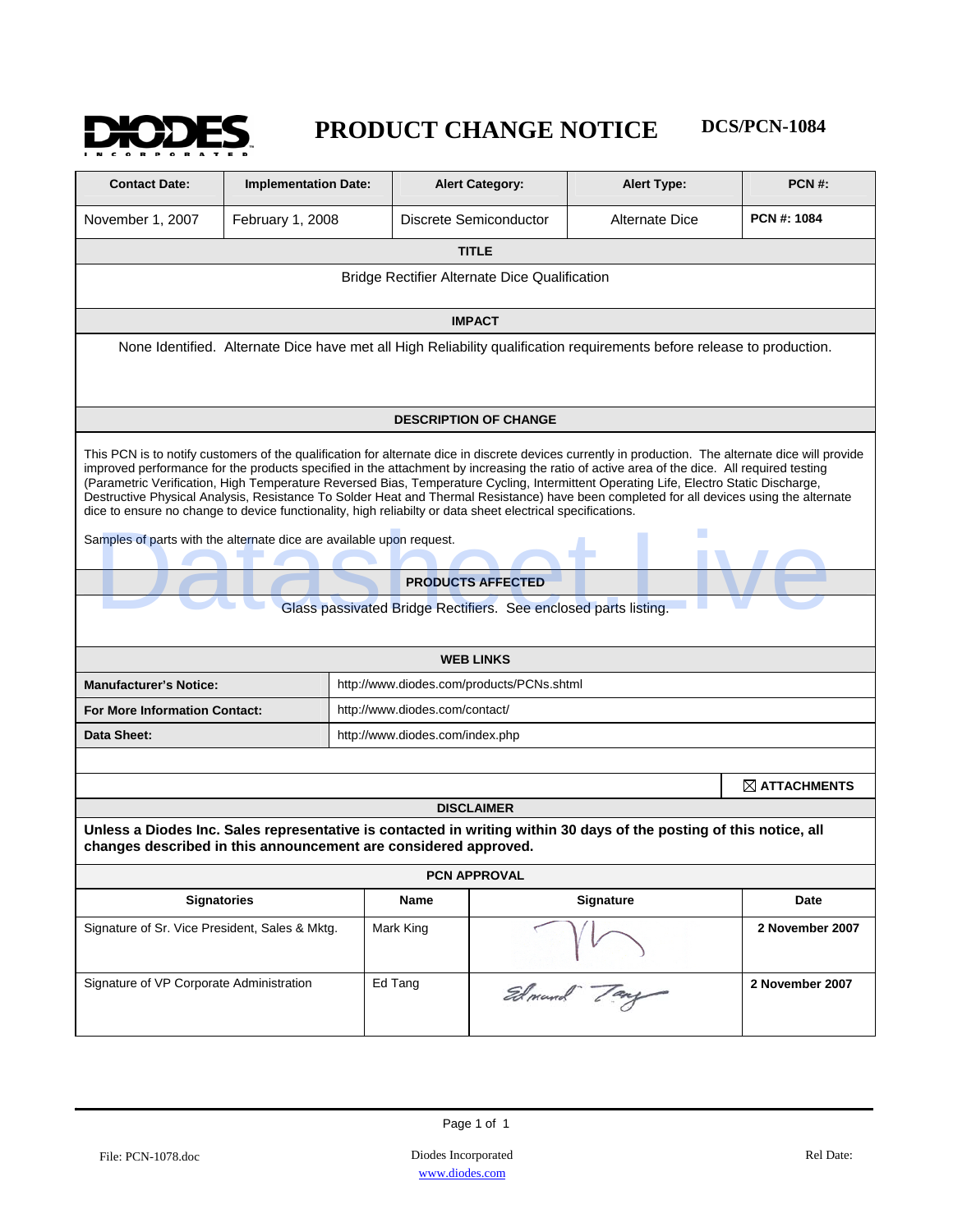# DIODES INCORPORATED

# PRODUCT CHANGE NOTICE

**DCS/PCN-1084**

| Contact Date: | Implementation Date: | Alert Category: | Alert Type: | PCN #: |
|---|---|---|---|---|
| November 1, 2007 | February 1, 2008 | Discrete Semiconductor | Alternate Dice | **PCN #: 1084** |

## TITLE

Bridge Rectifier Alternate Dice Qualification

## IMPACT

None Identified. Alternate Dice have met all High Reliability qualification requirements before release to production.

## DESCRIPTION OF CHANGE

This PCN is to notify customers of the qualification for alternate dice in discrete devices currently in production. The alternate dice will provide improved performance for the products specified in the attachment by increasing the ratio of active area of the dice. All required testing (Parametric Verification, High Temperature Reversed Bias, Temperature Cycling, Intermittent Operating Life, Electro Static Discharge, Destructive Physical Analysis, Resistance To Solder Heat and Thermal Resistance) have been completed for all devices using the alternate dice to ensure no change to device functionality, high reliabilty or data sheet electrical specifications.

Samples of parts with the alternate dice are available upon request.

## PRODUCTS AFFECTED

Glass passivated Bridge Rectifiers. See enclosed parts listing.

## WEB LINKS

| | |
|---|---|
| **Manufacturer's Notice:** | http://www.diodes.com/products/PCNs.shtml |
| **For More Information Contact:** | http://www.diodes.com/contact/ |
| **Data Sheet:** | http://www.diodes.com/index.php |

☒ **ATTACHMENTS**

## DISCLAIMER

**Unless a Diodes Inc. Sales representative is contacted in writing within 30 days of the posting of this notice, all changes described in this announcement are considered approved.**

## PCN APPROVAL

| Signatories | Name | Signature | Date |
|---|---|---|---|
| Signature of Sr. Vice President, Sales & Mktg. | Mark King | | **2 November 2007** |
| Signature of VP Corporate Administration | Ed Tang | | **2 November 2007** |

File: PCN-1078.doc

Diodes Incorporated
www.diodes.com

Rel Date: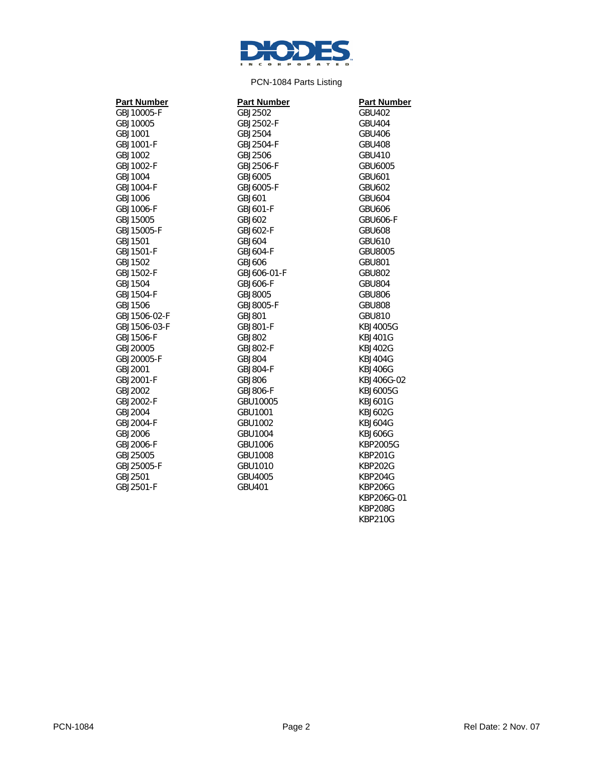PCN-1084 Parts Listing

| Part Number | Part Number | Part Number |
| --- | --- | --- |
| GBJ10005-F | GBJ2502 | GBU402 |
| GBJ10005 | GBJ2502-F | GBU404 |
| GBJ1001 | GBJ2504 | GBU406 |
| GBJ1001-F | GBJ2504-F | GBU408 |
| GBJ1002 | GBJ2506 | GBU410 |
| GBJ1002-F | GBJ2506-F | GBU6005 |
| GBJ1004 | GBJ6005 | GBU601 |
| GBJ1004-F | GBJ6005-F | GBU602 |
| GBJ1006 | GBJ601 | GBU604 |
| GBJ1006-F | GBJ601-F | GBU606 |
| GBJ15005 | GBJ602 | GBU606-F |
| GBJ15005-F | GBJ602-F | GBU608 |
| GBJ1501 | GBJ604 | GBU610 |
| GBJ1501-F | GBJ604-F | GBU8005 |
| GBJ1502 | GBJ606 | GBU801 |
| GBJ1502-F | GBJ606-01-F | GBU802 |
| GBJ1504 | GBJ606-F | GBU804 |
| GBJ1504-F | GBJ8005 | GBU806 |
| GBJ1506 | GBJ8005-F | GBU808 |
| GBJ1506-02-F | GBJ801 | GBU810 |
| GBJ1506-03-F | GBJ801-F | KBJ4005G |
| GBJ1506-F | GBJ802 | KBJ401G |
| GBJ20005 | GBJ802-F | KBJ402G |
| GBJ20005-F | GBJ804 | KBJ404G |
| GBJ2001 | GBJ804-F | KBJ406G |
| GBJ2001-F | GBJ806 | KBJ406G-02 |
| GBJ2002 | GBJ806-F | KBJ6005G |
| GBJ2002-F | GBU10005 | KBJ601G |
| GBJ2004 | GBU1001 | KBJ602G |
| GBJ2004-F | GBU1002 | KBJ604G |
| GBJ2006 | GBU1004 | KBJ606G |
| GBJ2006-F | GBU1006 | KBP2005G |
| GBJ25005 | GBU1008 | KBP201G |
| GBJ25005-F | GBU1010 | KBP202G |
| GBJ2501 | GBU4005 | KBP204G |
| GBJ2501-F | GBU401 | KBP206G |
| | | KBP206G-01 |
| | | KBP208G |
| | | KBP210G |